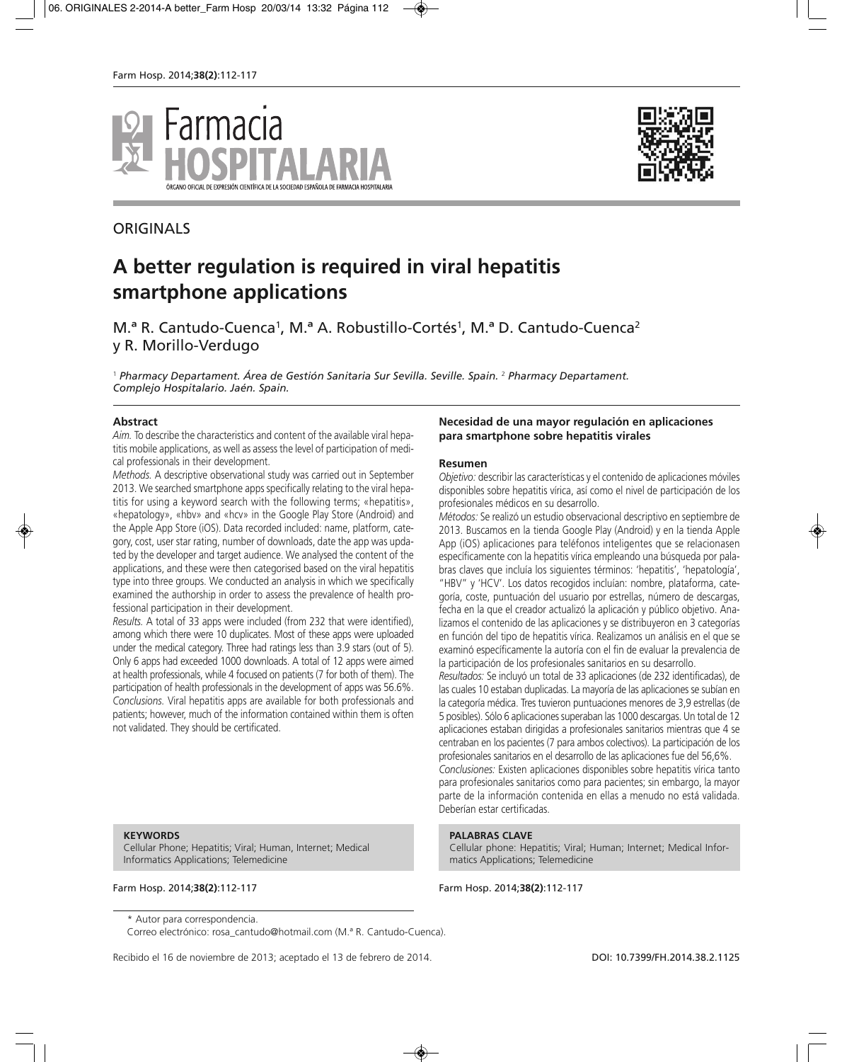ORIGINALS

# A better regulation is required in viral hepatitis smartphone applications

M.ª R. Cantudo-Cuenca[1], M.ª A. Robustillo-Cortés[1], M.ª D. Cantudo-Cuenca[2] y R. Morillo-Verdugo

[1] *Pharmacy Departament. Área de Gestión Sanitaria Sur Sevilla. Seville. Spain.* [2] *Pharmacy Departament. Complejo Hospitalario. Jaén. Spain.*

### Abstract

*Aim.* To describe the characteristics and content of the available viral hepatitis mobile applications, as well as assess the level of participation of medical professionals in their development.

*Methods.* A descriptive observational study was carried out in September 2013. We searched smartphone apps specifically relating to the viral hepatitis for using a keyword search with the following terms; «hepatitis», «hepatology», «hbv» and «hcv» in the Google Play Store (Android) and the Apple App Store (iOS). Data recorded included: name, platform, category, cost, user star rating, number of downloads, date the app was updated by the developer and target audience. We analysed the content of the applications, and these were then categorised based on the viral hepatitis type into three groups. We conducted an analysis in which we specifically examined the authorship in order to assess the prevalence of health professional participation in their development.

*Results.* A total of 33 apps were included (from 232 that were identified), among which there were 10 duplicates. Most of these apps were uploaded under the medical category. Three had ratings less than 3.9 stars (out of 5). Only 6 apps had exceeded 1000 downloads. A total of 12 apps were aimed at health professionals, while 4 focused on patients (7 for both of them). The participation of health professionals in the development of apps was 56.6%.

*Conclusions.* Viral hepatitis apps are available for both professionals and patients; however, much of the information contained within them is often not validated. They should be certificated.

**KEYWORDS**
Cellular Phone; Hepatitis; Viral; Human, Internet; Medical Informatics Applications; Telemedicine

## Necesidad de una mayor regulación en aplicaciones para smartphone sobre hepatitis virales

### Resumen

*Objetivo:* describir las características y el contenido de aplicaciones móviles disponibles sobre hepatitis vírica, así como el nivel de participación de los profesionales médicos en su desarrollo.

*Métodos:* Se realizó un estudio observacional descriptivo en septiembre de 2013. Buscamos en la tienda Google Play (Android) y en la tienda Apple App (iOS) aplicaciones para teléfonos inteligentes que se relacionasen específicamente con la hepatitis vírica empleando una búsqueda por palabras claves que incluía los siguientes términos: 'hepatitis', 'hepatología', "HBV" y 'HCV'. Los datos recogidos incluían: nombre, plataforma, categoría, coste, puntuación del usuario por estrellas, número de descargas, fecha en la que el creador actualizó la aplicación y público objetivo. Analizamos el contenido de las aplicaciones y se distribuyeron en 3 categorías en función del tipo de hepatitis vírica. Realizamos un análisis en el que se examinó específicamente la autoría con el fin de evaluar la prevalencia de la participación de los profesionales sanitarios en su desarrollo.

*Resultados:* Se incluyó un total de 33 aplicaciones (de 232 identificadas), de las cuales 10 estaban duplicadas. La mayoría de las aplicaciones se subían en la categoría médica. Tres tuvieron puntuaciones menores de 3,9 estrellas (de 5 posibles). Sólo 6 aplicaciones superaban las 1000 descargas. Un total de 12 aplicaciones estaban dirigidas a profesionales sanitarios mientras que 4 se centraban en los pacientes (7 para ambos colectivos). La participación de los profesionales sanitarios en el desarrollo de las aplicaciones fue del 56,6%.

*Conclusiones:* Existen aplicaciones disponibles sobre hepatitis vírica tanto para profesionales sanitarios como para pacientes; sin embargo, la mayor parte de la información contenida en ellas a menudo no está validada. Deberían estar certificadas.

**PALABRAS CLAVE**
Cellular phone: Hepatitis; Viral; Human; Internet; Medical Informatics Applications; Telemedicine

\* Autor para correspondencia.
Correo electrónico: rosa_cantudo@hotmail.com (M.ª R. Cantudo-Cuenca).

Recibido el 16 de noviembre de 2013; aceptado el 13 de febrero de 2014.

DOI: 10.7399/FH.2014.38.2.1125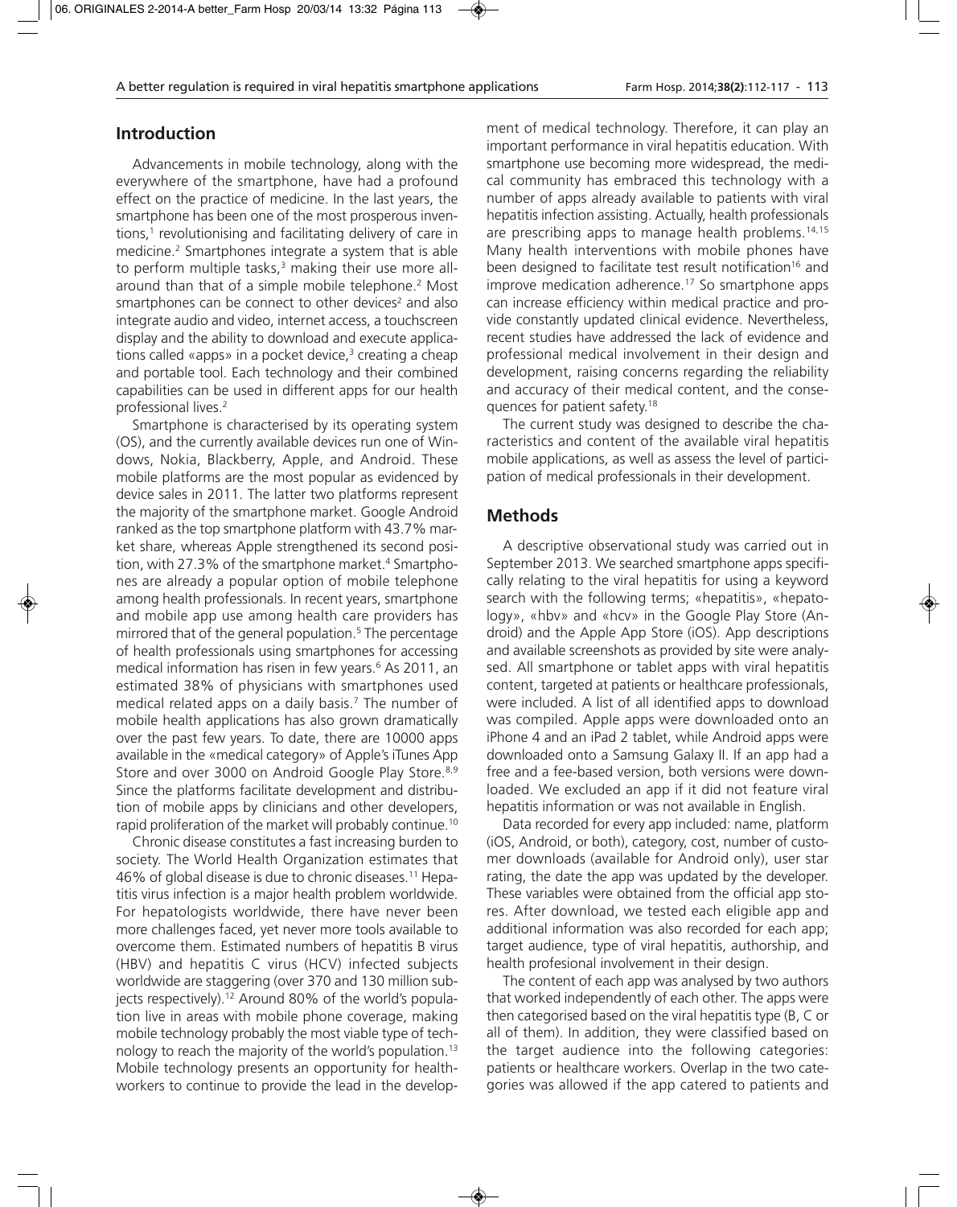## Introduction

Advancements in mobile technology, along with the everywhere of the smartphone, have had a profound effect on the practice of medicine. In the last years, the smartphone has been one of the most prosperous inventions,[1] revolutionising and facilitating delivery of care in medicine.[2] Smartphones integrate a system that is able to perform multiple tasks,[3] making their use more all-around than that of a simple mobile telephone.[2] Most smartphones can be connect to other devices[2] and also integrate audio and video, internet access, a touchscreen display and the ability to download and execute applications called «apps» in a pocket device,[3] creating a cheap and portable tool. Each technology and their combined capabilities can be used in different apps for our health professional lives.[2]

Smartphone is characterised by its operating system (OS), and the currently available devices run one of Windows, Nokia, Blackberry, Apple, and Android. These mobile platforms are the most popular as evidenced by device sales in 2011. The latter two platforms represent the majority of the smartphone market. Google Android ranked as the top smartphone platform with 43.7% market share, whereas Apple strengthened its second position, with 27.3% of the smartphone market.[4] Smartphones are already a popular option of mobile telephone among health professionals. In recent years, smartphone and mobile app use among health care providers has mirrored that of the general population.[5] The percentage of health professionals using smartphones for accessing medical information has risen in few years.[6] As 2011, an estimated 38% of physicians with smartphones used medical related apps on a daily basis.[7] The number of mobile health applications has also grown dramatically over the past few years. To date, there are 10000 apps available in the «medical category» of Apple's iTunes App Store and over 3000 on Android Google Play Store.[8,9] Since the platforms facilitate development and distribution of mobile apps by clinicians and other developers, rapid proliferation of the market will probably continue.[10]

Chronic disease constitutes a fast increasing burden to society. The World Health Organization estimates that 46% of global disease is due to chronic diseases.[11] Hepatitis virus infection is a major health problem worldwide. For hepatologists worldwide, there have never been more challenges faced, yet never more tools available to overcome them. Estimated numbers of hepatitis B virus (HBV) and hepatitis C virus (HCV) infected subjects worldwide are staggering (over 370 and 130 million subjects respectively).[12] Around 80% of the world's population live in areas with mobile phone coverage, making mobile technology probably the most viable type of technology to reach the majority of the world's population.[13] Mobile technology presents an opportunity for health-workers to continue to provide the lead in the development of medical technology. Therefore, it can play an important performance in viral hepatitis education. With smartphone use becoming more widespread, the medical community has embraced this technology with a number of apps already available to patients with viral hepatitis infection assisting. Actually, health professionals are prescribing apps to manage health problems.[14,15] Many health interventions with mobile phones have been designed to facilitate test result notification[16] and improve medication adherence.[17] So smartphone apps can increase efficiency within medical practice and provide constantly updated clinical evidence. Nevertheless, recent studies have addressed the lack of evidence and professional medical involvement in their design and development, raising concerns regarding the reliability and accuracy of their medical content, and the consequences for patient safety.[18]

The current study was designed to describe the characteristics and content of the available viral hepatitis mobile applications, as well as assess the level of participation of medical professionals in their development.

## Methods

A descriptive observational study was carried out in September 2013. We searched smartphone apps specifically relating to the viral hepatitis for using a keyword search with the following terms; «hepatitis», «hepatology», «hbv» and «hcv» in the Google Play Store (Android) and the Apple App Store (iOS). App descriptions and available screenshots as provided by site were analysed. All smartphone or tablet apps with viral hepatitis content, targeted at patients or healthcare professionals, were included. A list of all identified apps to download was compiled. Apple apps were downloaded onto an iPhone 4 and an iPad 2 tablet, while Android apps were downloaded onto a Samsung Galaxy II. If an app had a free and a fee-based version, both versions were downloaded. We excluded an app if it did not feature viral hepatitis information or was not available in English.

Data recorded for every app included: name, platform (iOS, Android, or both), category, cost, number of customer downloads (available for Android only), user star rating, the date the app was updated by the developer. These variables were obtained from the official app stores. After download, we tested each eligible app and additional information was also recorded for each app; target audience, type of viral hepatitis, authorship, and health profesional involvement in their design.

The content of each app was analysed by two authors that worked independently of each other. The apps were then categorised based on the viral hepatitis type (B, C or all of them). In addition, they were classified based on the target audience into the following categories: patients or healthcare workers. Overlap in the two categories was allowed if the app catered to patients and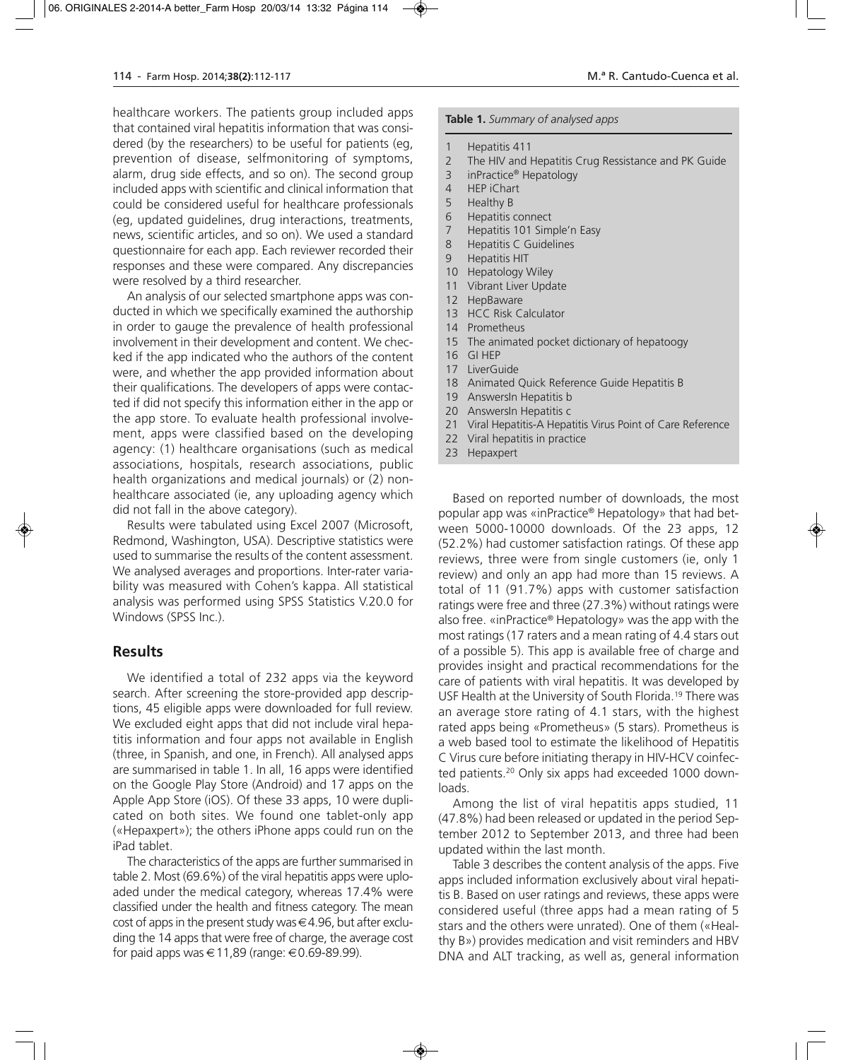healthcare workers. The patients group included apps that contained viral hepatitis information that was considered (by the researchers) to be useful for patients (eg, prevention of disease, selfmonitoring of symptoms, alarm, drug side effects, and so on). The second group included apps with scientific and clinical information that could be considered useful for healthcare professionals (eg, updated guidelines, drug interactions, treatments, news, scientific articles, and so on). We used a standard questionnaire for each app. Each reviewer recorded their responses and these were compared. Any discrepancies were resolved by a third researcher.

An analysis of our selected smartphone apps was conducted in which we specifically examined the authorship in order to gauge the prevalence of health professional involvement in their development and content. We checked if the app indicated who the authors of the content were, and whether the app provided information about their qualifications. The developers of apps were contacted if did not specify this information either in the app or the app store. To evaluate health professional involvement, apps were classified based on the developing agency: (1) healthcare organisations (such as medical associations, hospitals, research associations, public health organizations and medical journals) or (2) nonhealthcare associated (ie, any uploading agency which did not fall in the above category).

Results were tabulated using Excel 2007 (Microsoft, Redmond, Washington, USA). Descriptive statistics were used to summarise the results of the content assessment. We analysed averages and proportions. Inter-rater variability was measured with Cohen's kappa. All statistical analysis was performed using SPSS Statistics V.20.0 for Windows (SPSS Inc.).

## Results

We identified a total of 232 apps via the keyword search. After screening the store-provided app descriptions, 45 eligible apps were downloaded for full review. We excluded eight apps that did not include viral hepatitis information and four apps not available in English (three, in Spanish, and one, in French). All analysed apps are summarised in table 1. In all, 16 apps were identified on the Google Play Store (Android) and 17 apps on the Apple App Store (iOS). Of these 33 apps, 10 were duplicated on both sites. We found one tablet-only app («Hepaxpert»); the others iPhone apps could run on the iPad tablet.

The characteristics of the apps are further summarised in table 2. Most (69.6%) of the viral hepatitis apps were uploaded under the medical category, whereas 17.4% were classified under the health and fitness category. The mean cost of apps in the present study was €4.96, but after excluding the 14 apps that were free of charge, the average cost for paid apps was €11,89 (range: €0.69-89.99).

**Table 1.** *Summary of analysed apps*

| | |
|---|---|
| 1 | Hepatitis 411 |
| 2 | The HIV and Hepatitis Crug Ressistance and PK Guide |
| 3 | inPractice® Hepatology |
| 4 | HEP iChart |
| 5 | Healthy B |
| 6 | Hepatitis connect |
| 7 | Hepatitis 101 Simple'n Easy |
| 8 | Hepatitis C Guidelines |
| 9 | Hepatitis HIT |
| 10 | Hepatology Wiley |
| 11 | Vibrant Liver Update |
| 12 | HepBaware |
| 13 | HCC Risk Calculator |
| 14 | Prometheus |
| 15 | The animated pocket dictionary of hepatoogy |
| 16 | GI HEP |
| 17 | LiverGuide |
| 18 | Animated Quick Reference Guide Hepatitis B |
| 19 | AnswersIn Hepatitis b |
| 20 | AnswersIn Hepatitis c |
| 21 | Viral Hepatitis-A Hepatitis Virus Point of Care Reference |
| 22 | Viral hepatitis in practice |
| 23 | Hepaxpert |

Based on reported number of downloads, the most popular app was «inPractice® Hepatology» that had between 5000-10000 downloads. Of the 23 apps, 12 (52.2%) had customer satisfaction ratings. Of these app reviews, three were from single customers (ie, only 1 review) and only an app had more than 15 reviews. A total of 11 (91.7%) apps with customer satisfaction ratings were free and three (27.3%) without ratings were also free. «inPractice® Hepatology» was the app with the most ratings (17 raters and a mean rating of 4.4 stars out of a possible 5). This app is available free of charge and provides insight and practical recommendations for the care of patients with viral hepatitis. It was developed by USF Health at the University of South Florida.[19] There was an average store rating of 4.1 stars, with the highest rated apps being «Prometheus» (5 stars). Prometheus is a web based tool to estimate the likelihood of Hepatitis C Virus cure before initiating therapy in HIV-HCV coinfected patients.[20] Only six apps had exceeded 1000 downloads.

Among the list of viral hepatitis apps studied, 11 (47.8%) had been released or updated in the period September 2012 to September 2013, and three had been updated within the last month.

Table 3 describes the content analysis of the apps. Five apps included information exclusively about viral hepatitis B. Based on user ratings and reviews, these apps were considered useful (three apps had a mean rating of 5 stars and the others were unrated). One of them («Healthy B») provides medication and visit reminders and HBV DNA and ALT tracking, as well as, general information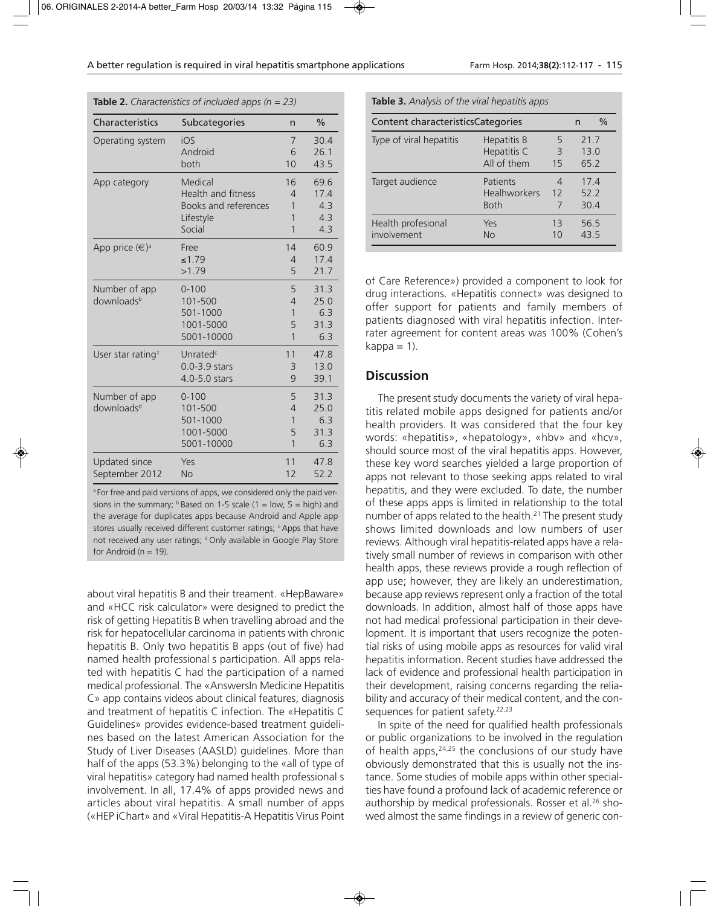**Table 2.** *Characteristics of included apps (n = 23)*

| Characteristics | Subcategories | n | % |
|---|---|---|---|
| Operating system | iOS | 7 | 30.4 |
| | Android | 6 | 26.1 |
| | both | 10 | 43.5 |
| App category | Medical | 16 | 69.6 |
| | Health and fitness | 4 | 17.4 |
| | Books and references | 1 | 4.3 |
| | Lifestyle | 1 | 4.3 |
| | Social | 1 | 4.3 |
| App price (€)[a] | Free | 14 | 60.9 |
| | ≤1.79 | 4 | 17.4 |
| | >1.79 | 5 | 21.7 |
| Number of app downloads[b] | 0-100 | 5 | 31.3 |
| | 101-500 | 4 | 25.0 |
| | 501-1000 | 1 | 6.3 |
| | 1001-5000 | 5 | 31.3 |
| | 5001-10000 | 1 | 6.3 |
| User star rating[‡] | Unrated[c] | 11 | 47.8 |
| | 0.0-3.9 stars | 3 | 13.0 |
| | 4.0-5.0 stars | 9 | 39.1 |
| Number of app downloads[d] | 0-100 | 5 | 31.3 |
| | 101-500 | 4 | 25.0 |
| | 501-1000 | 1 | 6.3 |
| | 1001-5000 | 5 | 31.3 |
| | 5001-10000 | 1 | 6.3 |
| Updated since September 2012 | Yes | 11 | 47.8 |
| | No | 12 | 52.2 |

[a] For free and paid versions of apps, we considered only the paid versions in the summary; [b] Based on 1-5 scale (1 = low, 5 = high) and the average for duplicates apps because Android and Apple app stores usually received different customer ratings; [c] Apps that have not received any user ratings; [d] Only available in Google Play Store for Android (n = 19).

**Table 3.** *Analysis of the viral hepatitis apps*

| Content characteristics | Categories | n | % |
|---|---|---|---|
| Type of viral hepatitis | Hepatitis B | 5 | 21.7 |
| | Hepatitis C | 3 | 13.0 |
| | All of them | 15 | 65.2 |
| Target audience | Patients | 4 | 17.4 |
| | Healhworkers | 12 | 52.2 |
| | Both | 7 | 30.4 |
| Health profesional involvement | Yes | 13 | 56.5 |
| | No | 10 | 43.5 |

about viral hepatitis B and their treament. «HepBaware» and «HCC risk calculator» were designed to predict the risk of getting Hepatitis B when travelling abroad and the risk for hepatocellular carcinoma in patients with chronic hepatitis B. Only two hepatitis B apps (out of five) had named health professional s participation. All apps related with hepatitis C had the participation of a named medical professional. The «AnswersIn Medicine Hepatitis C» app contains videos about clinical features, diagnosis and treatment of hepatitis C infection. The «Hepatitis C Guidelines» provides evidence-based treatment guidelines based on the latest American Association for the Study of Liver Diseases (AASLD) guidelines. More than half of the apps (53.3%) belonging to the «all of type of viral hepatitis» category had named health professional s involvement. In all, 17.4% of apps provided news and articles about viral hepatitis. A small number of apps («HEP iChart» and «Viral Hepatitis-A Hepatitis Virus Point of Care Reference») provided a component to look for drug interactions. «Hepatitis connect» was designed to offer support for patients and family members of patients diagnosed with viral hepatitis infection. Interrater agreement for content areas was 100% (Cohen's kappa = 1).

## Discussion

The present study documents the variety of viral hepatitis related mobile apps designed for patients and/or health providers. It was considered that the four key words: «hepatitis», «hepatology», «hbv» and «hcv», should source most of the viral hepatitis apps. However, these key word searches yielded a large proportion of apps not relevant to those seeking apps related to viral hepatitis, and they were excluded. To date, the number of these apps apps is limited in relationship to the total number of apps related to the health.[21] The present study shows limited downloads and low numbers of user reviews. Although viral hepatitis-related apps have a relatively small number of reviews in comparison with other health apps, these reviews provide a rough reflection of app use; however, they are likely an underestimation, because app reviews represent only a fraction of the total downloads. In addition, almost half of those apps have not had medical professional participation in their development. It is important that users recognize the potential risks of using mobile apps as resources for valid viral hepatitis information. Recent studies have addressed the lack of evidence and professional health participation in their development, raising concerns regarding the reliability and accuracy of their medical content, and the consequences for patient safety.[22,23]

In spite of the need for qualified health professionals or public organizations to be involved in the regulation of health apps,[24,25] the conclusions of our study have obviously demonstrated that this is usually not the instance. Some studies of mobile apps within other specialties have found a profound lack of academic reference or authorship by medical professionals. Rosser et al.[26] showed almost the same findings in a review of generic con-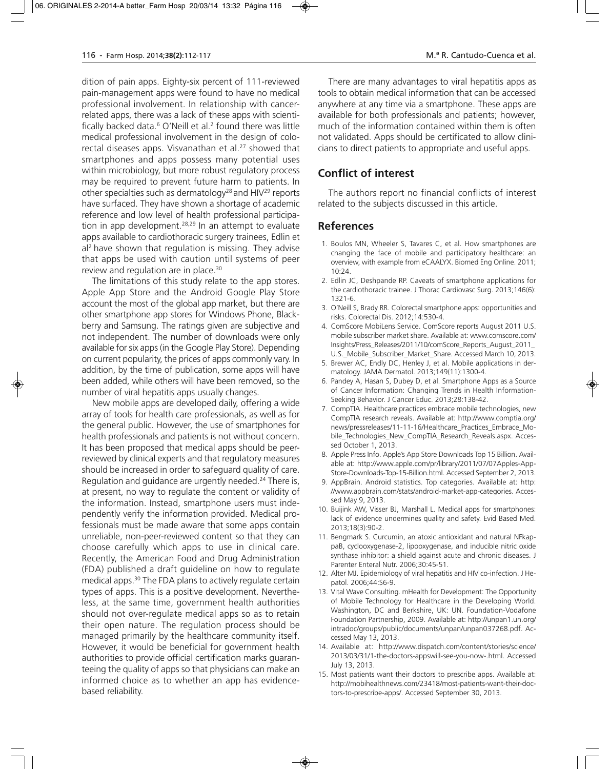dition of pain apps. Eighty-six percent of 111-reviewed pain-management apps were found to have no medical professional involvement. In relationship with cancer-related apps, there was a lack of these apps with scientifically backed data.[6] O'Neill et al.[2] found there was little medical professional involvement in the design of colorectal diseases apps. Visvanathan et al.[27] showed that smartphones and apps possess many potential uses within microbiology, but more robust regulatory process may be required to prevent future harm to patients. In other specialties such as dermatology[28] and HIV[29] reports have surfaced. They have shown a shortage of academic reference and low level of health professional participation in app development.[28,29] In an attempt to evaluate apps available to cardiothoracic surgery trainees, Edlin et al[2] have shown that regulation is missing. They advise that apps be used with caution until systems of peer review and regulation are in place.[30]

The limitations of this study relate to the app stores. Apple App Store and the Android Google Play Store account the most of the global app market, but there are other smartphone app stores for Windows Phone, Blackberry and Samsung. The ratings given are subjective and not independent. The number of downloads were only available for six apps (in the Google Play Store). Depending on current popularity, the prices of apps commonly vary. In addition, by the time of publication, some apps will have been added, while others will have been removed, so the number of viral hepatitis apps usually changes.

New mobile apps are developed daily, offering a wide array of tools for health care professionals, as well as for the general public. However, the use of smartphones for health professionals and patients is not without concern. It has been proposed that medical apps should be peer-reviewed by clinical experts and that regulatory measures should be increased in order to safeguard quality of care. Regulation and guidance are urgently needed.[24] There is, at present, no way to regulate the content or validity of the information. Instead, smartphone users must independently verify the information provided. Medical professionals must be made aware that some apps contain unreliable, non-peer-reviewed content so that they can choose carefully which apps to use in clinical care. Recently, the American Food and Drug Administration (FDA) published a draft guideline on how to regulate medical apps.[30] The FDA plans to actively regulate certain types of apps. This is a positive development. Nevertheless, at the same time, government health authorities should not over-regulate medical apps so as to retain their open nature. The regulation process should be managed primarily by the healthcare community itself. However, it would be beneficial for government health authorities to provide official certification marks guaranteeing the quality of apps so that physicians can make an informed choice as to whether an app has evidence-based reliability.

There are many advantages to viral hepatitis apps as tools to obtain medical information that can be accessed anywhere at any time via a smartphone. These apps are available for both professionals and patients; however, much of the information contained within them is often not validated. Apps should be certificated to allow clinicians to direct patients to appropriate and useful apps.

## Conflict of interest

The authors report no financial conflicts of interest related to the subjects discussed in this article.

## References

1. Boulos MN, Wheeler S, Tavares C, et al. How smartphones are changing the face of mobile and participatory healthcare: an overview, with example from eCAALYX. Biomed Eng Online. 2011; 10:24.
2. Edlin JC, Deshpande RP. Caveats of smartphone applications for the cardiothoracic trainee. J Thorac Cardiovasc Surg. 2013;146(6): 1321-6.
3. O'Neill S, Brady RR. Colorectal smartphone apps: opportunities and risks. Colorectal Dis. 2012;14:530-4.
4. ComScore MobiLens Service. ComScore reports August 2011 U.S. mobile subscriber market share. Available at: www.comscore.com/Insights/Press_Releases/2011/10/comScore_Reports_August_2011_U.S._Mobile_Subscriber_Market_Share. Accessed March 10, 2013.
5. Brewer AC, Endly DC, Henley J, et al. Mobile applications in dermatology. JAMA Dermatol. 2013;149(11):1300-4.
6. Pandey A, Hasan S, Dubey D, et al. Smartphone Apps as a Source of Cancer Information: Changing Trends in Health Information-Seeking Behavior. J Cancer Educ. 2013;28:138-42.
7. CompTIA. Healthcare practices embrace mobile technologies, new CompTIA research reveals. Available at: http://www.comptia.org/news/pressreleases/11-11-16/Healthcare_Practices_Embrace_Mobile_Technologies_New_CompTIA_Research_Reveals.aspx. Accessed October 1, 2013.
8. Apple Press Info. Apple's App Store Downloads Top 15 Billion. Available at: http://www.apple.com/pr/library/2011/07/07Apples-App-Store-Downloads-Top-15-Billion.html. Accessed September 2, 2013.
9. AppBrain. Android statistics. Top categories. Available at: http://www.appbrain.com/stats/android-market-app-categories. Accessed May 9, 2013.
10. Buijink AW, Visser BJ, Marshall L. Medical apps for smartphones: lack of evidence undermines quality and safety. Evid Based Med. 2013;18(3):90-2.
11. Bengmark S. Curcumin, an atoxic antioxidant and natural NFkappaB, cyclooxygenase-2, lipooxygenase, and inducible nitric oxide synthase inhibitor: a shield against acute and chronic diseases. J Parenter Enteral Nutr. 2006;30:45-51.
12. Alter MJ. Epidemiology of viral hepatitis and HIV co-infection. J Hepatol. 2006;44:S6-9.
13. Vital Wave Consulting. mHealth for Development: The Opportunity of Mobile Technology for Healthcare in the Developing World. Washington, DC and Berkshire, UK: UN. Foundation-Vodafone Foundation Partnership, 2009. Available at: http://unpan1.un.org/intradoc/groups/public/documents/unpan/unpan037268.pdf. Accessed May 13, 2013.
14. Available at: http://www.dispatch.com/content/stories/science/2013/03/31/1-the-doctors-appswill-see-you-now-.html. Accessed July 13, 2013.
15. Most patients want their doctors to prescribe apps. Available at: http://mobihealthnews.com/23418/most-patients-want-their-doctors-to-prescribe-apps/. Accessed September 30, 2013.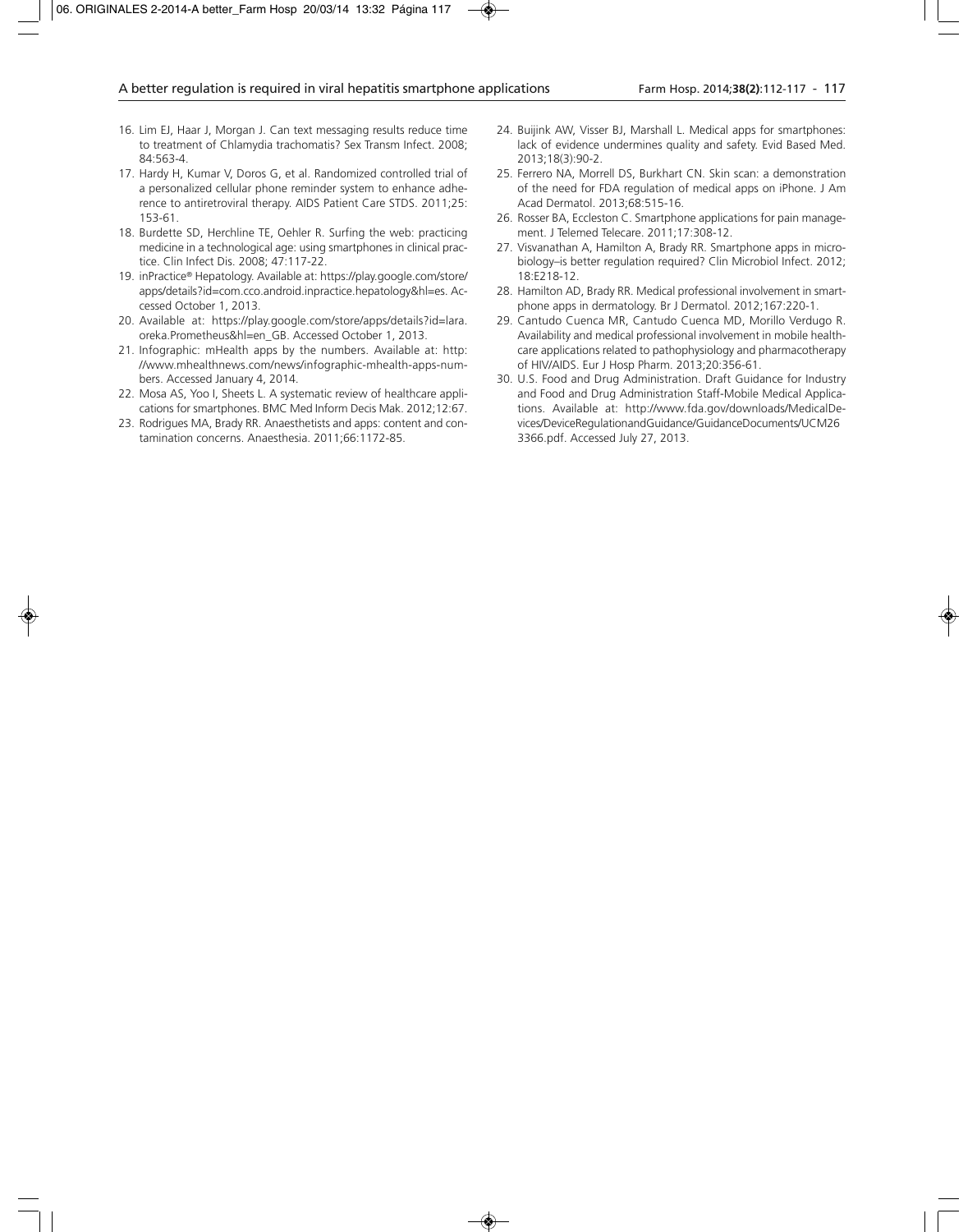16. Lim EJ, Haar J, Morgan J. Can text messaging results reduce time to treatment of Chlamydia trachomatis? Sex Transm Infect. 2008; 84:563-4.
17. Hardy H, Kumar V, Doros G, et al. Randomized controlled trial of a personalized cellular phone reminder system to enhance adherence to antiretroviral therapy. AIDS Patient Care STDS. 2011;25: 153-61.
18. Burdette SD, Herchline TE, Oehler R. Surfing the web: practicing medicine in a technological age: using smartphones in clinical practice. Clin Infect Dis. 2008; 47:117-22.
19. inPractice® Hepatology. Available at: https://play.google.com/store/apps/details?id=com.cco.android.inpractice.hepatology&hl=es. Accessed October 1, 2013.
20. Available at: https://play.google.com/store/apps/details?id=lara.oreka.Prometheus&hl=en_GB. Accessed October 1, 2013.
21. Infographic: mHealth apps by the numbers. Available at: http://www.mhealthnews.com/news/infographic-mhealth-apps-numbers. Accessed January 4, 2014.
22. Mosa AS, Yoo I, Sheets L. A systematic review of healthcare applications for smartphones. BMC Med Inform Decis Mak. 2012;12:67.
23. Rodrigues MA, Brady RR. Anaesthetists and apps: content and contamination concerns. Anaesthesia. 2011;66:1172-85.
24. Buijink AW, Visser BJ, Marshall L. Medical apps for smartphones: lack of evidence undermines quality and safety. Evid Based Med. 2013;18(3):90-2.
25. Ferrero NA, Morrell DS, Burkhart CN. Skin scan: a demonstration of the need for FDA regulation of medical apps on iPhone. J Am Acad Dermatol. 2013;68:515-16.
26. Rosser BA, Eccleston C. Smartphone applications for pain management. J Telemed Telecare. 2011;17:308-12.
27. Visvanathan A, Hamilton A, Brady RR. Smartphone apps in microbiology–is better regulation required? Clin Microbiol Infect. 2012; 18:E218-12.
28. Hamilton AD, Brady RR. Medical professional involvement in smartphone apps in dermatology. Br J Dermatol. 2012;167:220-1.
29. Cantudo Cuenca MR, Cantudo Cuenca MD, Morillo Verdugo R. Availability and medical professional involvement in mobile healthcare applications related to pathophysiology and pharmacotherapy of HIV/AIDS. Eur J Hosp Pharm. 2013;20:356-61.
30. U.S. Food and Drug Administration. Draft Guidance for Industry and Food and Drug Administration Staff-Mobile Medical Applications. Available at: http://www.fda.gov/downloads/MedicalDevices/DeviceRegulationandGuidance/GuidanceDocuments/UCM263366.pdf. Accessed July 27, 2013.